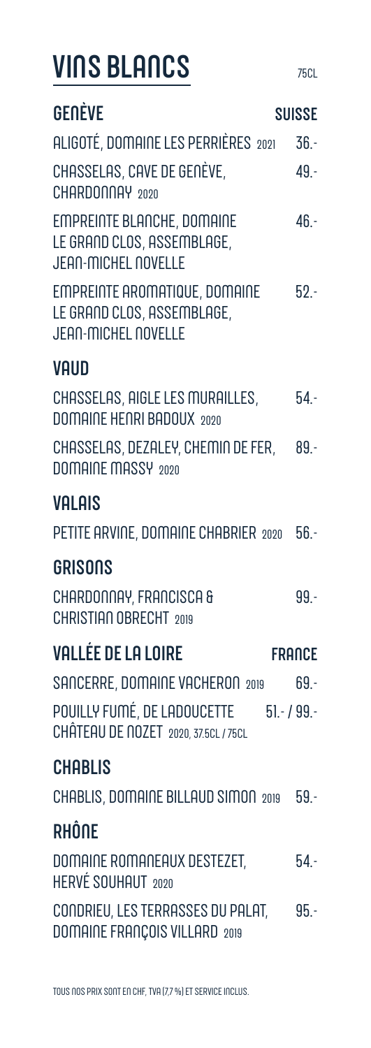# VINS BLANCS

75CL

## GENÈVE — SUISSE

ALIGOTÉ, DOMAINE LES PERRIÈRES 2021 — 36.-

CHASSELAS, CAVE DE GENÈVE, CHARDONNAY 2020 — 49.-

EMPREINTE BLANCHE, DOMAINE LE GRAND CLOS, ASSEMBLAGE, JEAN-MICHEL NOVELLE — 46.-

EMPREINTE AROMATIQUE, DOMAINE LE GRAND CLOS, ASSEMBLAGE, JEAN-MICHEL NOVELLE — 52.-

## VAUD

CHASSELAS, AIGLE LES MURAILLES, DOMAINE HENRI BADOUX 2020 — 54.-

CHASSELAS, DEZALEY, CHEMIN DE FER, DOMAINE MASSY 2020 — 89.-

## VALAIS

PETITE ARVINE, DOMAINE CHABRIER 2020 — 56.-

## GRISONS

CHARDONNAY, FRANCISCA & CHRISTIAN OBRECHT 2019 — 99.-

## VALLÉE DE LA LOIRE — FRANCE

SANCERRE, DOMAINE VACHERON 2019 — 69.-

POUILLY FUMÉ, DE LADOUCETTE CHÂTEAU DE NOZET 2020, 37.5CL / 75CL — 51.- / 99.-

## CHABLIS

CHABLIS, DOMAINE BILLAUD SIMON 2019 — 59.-

## RHÔNE

DOMAINE ROMANEAUX DESTEZET, HERVÉ SOUHAUT 2020 — 54.-

CONDRIEU, LES TERRASSES DU PALAT, DOMAINE FRANÇOIS VILLARD 2019 — 95.-

TOUS NOS PRIX SONT EN CHF, TVA (7,7 %) ET SERVICE INCLUS.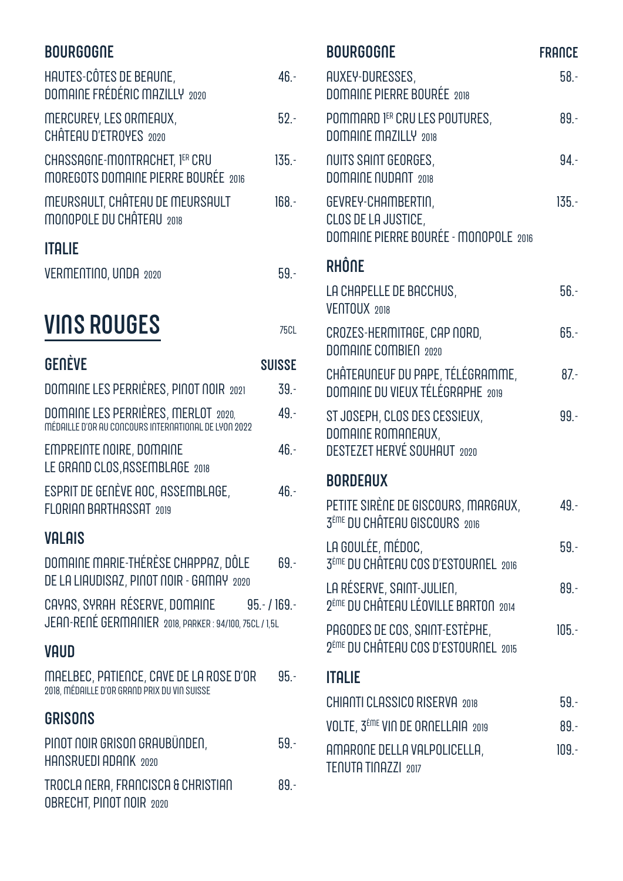## BOURGOGNE

| | |
|---|---|
| HAUTES-CÔTES DE BEAUNE, DOMAINE FRÉDÉRIC MAZILLY 2020 | 46.- |
| MERCUREY, LES ORMEAUX, CHÂTEAU D'ETROYES 2020 | 52.- |
| CHASSAGNE-MONTRACHET, 1ER CRU MOREGOTS DOMAINE PIERRE BOURÉE 2016 | 135.- |
| MEURSAULT, CHÂTEAU DE MEURSAULT MONOPOLE DU CHÂTEAU 2018 | 168.- |

## ITALIE

| | |
|---|---|
| VERMENTINO, UNDA 2020 | 59.- |

# VINS ROUGES

75CL

## GENÈVE — SUISSE

| | |
|---|---|
| DOMAINE LES PERRIÈRES, PINOT NOIR 2021 | 39.- |
| DOMAINE LES PERRIÈRES, MERLOT 2020, MÉDAILLE D'OR AU CONCOURS INTERNATIONAL DE LYON 2022 | 49.- |
| EMPREINTE NOIRE, DOMAINE LE GRAND CLOS, ASSEMBLAGE 2018 | 46.- |
| ESPRIT DE GENÈVE AOC, ASSEMBLAGE, FLORIAN BARTHASSAT 2019 | 46.- |

## VALAIS

| | |
|---|---|
| DOMAINE MARIE-THÉRÈSE CHAPPAZ, DÔLE DE LA LIAUDISAZ, PINOT NOIR - GAMAY 2020 | 69.- |
| CAYAS, SYRAH RÉSERVE, DOMAINE JEAN-RENÉ GERMANIER 2018, PARKER : 94/100, 75CL / 1,5L | 95.- / 169.- |

## VAUD

| | |
|---|---|
| MAELBEC, PATIENCE, CAVE DE LA ROSE D'OR 2018, MÉDAILLE D'OR GRAND PRIX DU VIN SUISSE | 95.- |

## GRISONS

| | |
|---|---|
| PINOT NOIR GRISON GRAUBÜNDEN, HANSRUEDI ADANK 2020 | 59.- |
| TROCLA NERA, FRANCISCA & CHRISTIAN OBRECHT, PINOT NOIR 2020 | 89.- |

## BOURGOGNE — FRANCE

| | |
|---|---|
| AUXEY-DURESSES, DOMAINE PIERRE BOURÉE 2018 | 58.- |
| POMMARD 1ER CRU LES POUTURES, DOMAINE MAZILLY 2018 | 89.- |
| NUITS SAINT GEORGES, DOMAINE NUDANT 2018 | 94.- |
| GEVREY-CHAMBERTIN, CLOS DE LA JUSTICE, DOMAINE PIERRE BOURÉE - MONOPOLE 2016 | 135.- |

## RHÔNE

| | |
|---|---|
| LA CHAPELLE DE BACCHUS, VENTOUX 2018 | 56.- |
| CROZES-HERMITAGE, CAP NORD, DOMAINE COMBIEN 2020 | 65.- |
| CHÂTEAUNEUF DU PAPE, TÉLÉGRAMME, DOMAINE DU VIEUX TÉLÉGRAPHE 2019 | 87.- |
| ST JOSEPH, CLOS DES CESSIEUX, DOMAINE ROMANEAUX, DESTEZET HERVÉ SOUHAUT 2020 | 99.- |

## BORDEAUX

| | |
|---|---|
| PETITE SIRÈNE DE GISCOURS, MARGAUX, 3ÉME DU CHÂTEAU GISCOURS 2016 | 49.- |
| LA GOULÉE, MÉDOC, 3ÈME DU CHÂTEAU COS D'ESTOURNEL 2016 | 59.- |
| LA RÉSERVE, SAINT-JULIEN, 2ÈME DU CHÂTEAU LÉOVILLE BARTON 2014 | 89.- |
| PAGODES DE COS, SAINT-ESTÈPHE, 2ÈME DU CHÂTEAU COS D'ESTOURNEL 2015 | 105.- |

## ITALIE

| | |
|---|---|
| CHIANTI CLASSICO RISERVA 2018 | 59.- |
| VOLTE, 3ÉME VIN DE ORNELLAIA 2019 | 89.- |
| AMARONE DELLA VALPOLICELLA, TENUTA TINAZZI 2017 | 109.- |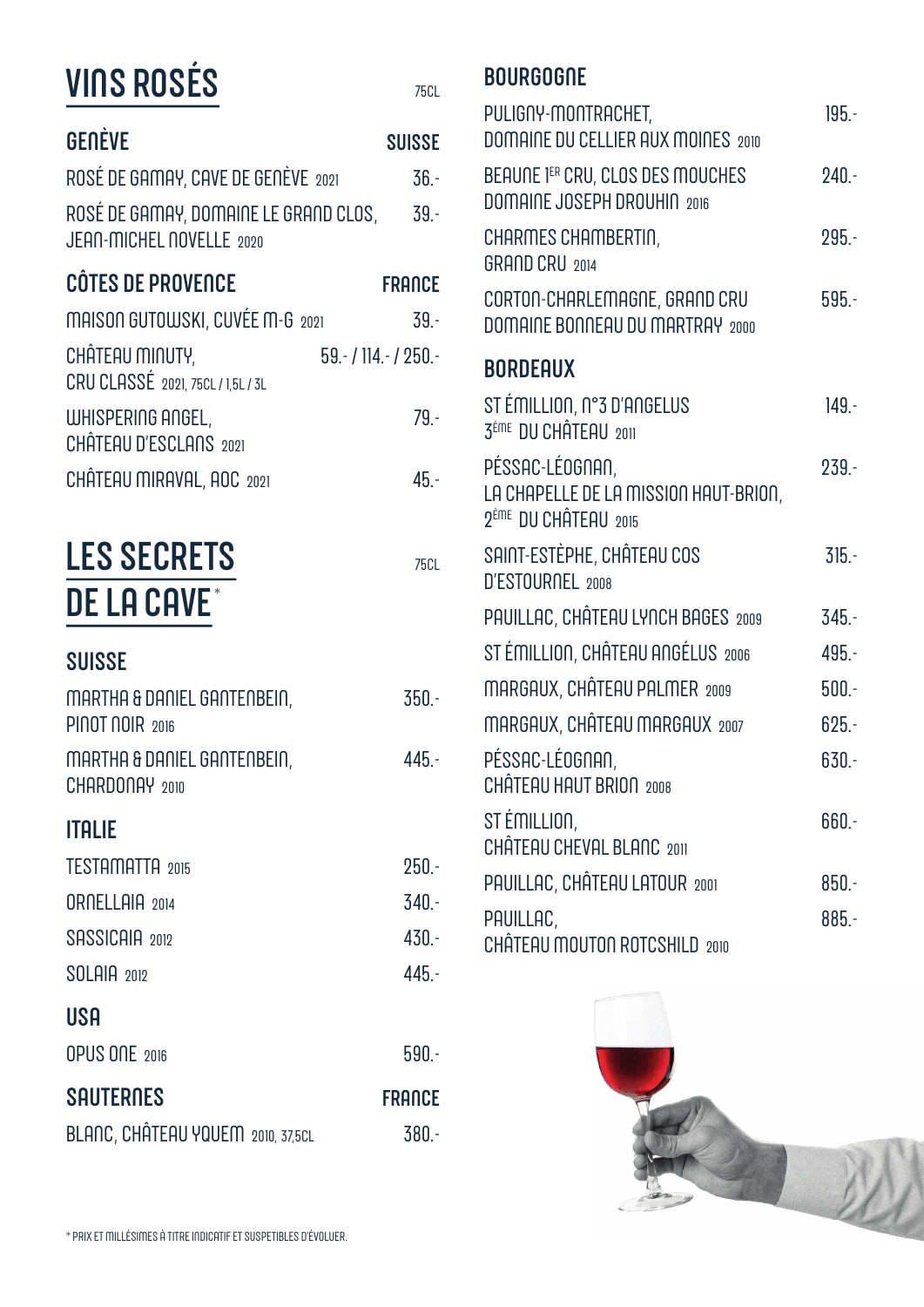# VINS ROSÉS

75CL

## GENÈVE — SUISSE

| | |
|---|---|
| ROSÉ DE GAMAY, CAVE DE GENÈVE 2021 | 36.- |
| ROSÉ DE GAMAY, DOMAINE LE GRAND CLOS, JEAN-MICHEL NOVELLE 2020 | 39.- |

## CÔTES DE PROVENCE — FRANCE

| | |
|---|---|
| MAISON GUTOWSKI, CUVÉE M-G 2021 | 39.- |
| CHÂTEAU MINUTY, CRU CLASSÉ 2021, 75CL / 1,5L / 3L | 59.- / 114.- / 250.- |
| WHISPERING ANGEL, CHÂTEAU D'ESCLANS 2021 | 79.- |
| CHÂTEAU MIRAVAL, AOC 2021 | 45.- |

# LES SECRETS DE LA CAVE*

75CL

## SUISSE

| | |
|---|---|
| MARTHA & DANIEL GANTENBEIN, PINOT NOIR 2016 | 350.- |
| MARTHA & DANIEL GANTENBEIN, CHARDONAY 2010 | 445.- |

## ITALIE

| | |
|---|---|
| TESTAMATTA 2015 | 250.- |
| ORNELLAIA 2014 | 340.- |
| SASSICAIA 2012 | 430.- |
| SOLAIA 2012 | 445.- |

## USA

| | |
|---|---|
| OPUS ONE 2016 | 590.- |

## SAUTERNES — FRANCE

| | |
|---|---|
| BLANC, CHÂTEAU YQUEM 2010, 37,5CL | 380.- |

## BOURGOGNE

| | |
|---|---|
| PULIGNY-MONTRACHET, DOMAINE DU CELLIER AUX MOINES 2010 | 195.- |
| BEAUNE 1ER CRU, CLOS DES MOUCHES DOMAINE JOSEPH DROUHIN 2016 | 240.- |
| CHARMES CHAMBERTIN, GRAND CRU 2014 | 295.- |
| CORTON-CHARLEMAGNE, GRAND CRU DOMAINE BONNEAU DU MARTRAY 2000 | 595.- |

## BORDEAUX

| | |
|---|---|
| ST ÉMILLION, N°3 D'ANGELUS 3ÈME DU CHÂTEAU 2011 | 149.- |
| PÉSSAC-LÉOGNAN, LA CHAPELLE DE LA MISSION HAUT-BRION, 2ÈME DU CHÂTEAU 2015 | 239.- |
| SAINT-ESTÈPHE, CHÂTEAU COS D'ESTOURNEL 2008 | 315.- |
| PAUILLAC, CHÂTEAU LYNCH BAGES 2009 | 345.- |
| ST ÉMILLION, CHÂTEAU ANGÉLUS 2006 | 495.- |
| MARGAUX, CHÂTEAU PALMER 2009 | 500.- |
| MARGAUX, CHÂTEAU MARGAUX 2007 | 625.- |
| PÉSSAC-LÉOGNAN, CHÂTEAU HAUT BRION 2008 | 630.- |
| ST ÉMILLION, CHÂTEAU CHEVAL BLANC 2011 | 660.- |
| PAUILLAC, CHÂTEAU LATOUR 2001 | 850.- |
| PAUILLAC, CHÂTEAU MOUTON ROTCSHILD 2010 | 885.- |

* PRIX ET MILLÉSIMES À TITRE INDICATIF ET SUSPETIBLES D'ÉVOLUER.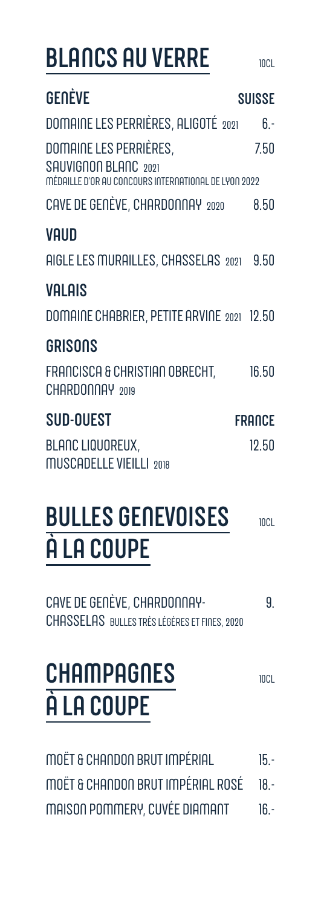# BLANCS AU VERRE

10CL

## GENÈVE — SUISSE

DOMAINE LES PERRIÈRES, ALIGOTÉ 2021 — 6.-

DOMAINE LES PERRIÈRES, SAUVIGNON BLANC 2021 — 7.50
MÉDAILLE D'OR AU CONCOURS INTERNATIONAL DE LYON 2022

CAVE DE GENÈVE, CHARDONNAY 2020 — 8.50

## VAUD

AIGLE LES MURAILLES, CHASSELAS 2021 — 9.50

## VALAIS

DOMAINE CHABRIER, PETITE ARVINE 2021 — 12.50

## GRISONS

FRANCISCA & CHRISTIAN OBRECHT, CHARDONNAY 2019 — 16.50

## SUD-OUEST — FRANCE

BLANC LIQUOREUX, MUSCADELLE VIEILLI 2018 — 12.50

# BULLES GENEVOISES À LA COUPE

10CL

CAVE DE GENÈVE, CHARDONNAY-CHASSELAS BULLES TRÈS LÉGÈRES ET FINES, 2020 — 9.

# CHAMPAGNES À LA COUPE

10CL

MOËT & CHANDON BRUT IMPÉRIAL — 15.-

MOËT & CHANDON BRUT IMPÉRIAL ROSÉ — 18.-

MAISON POMMERY, CUVÉE DIAMANT — 16.-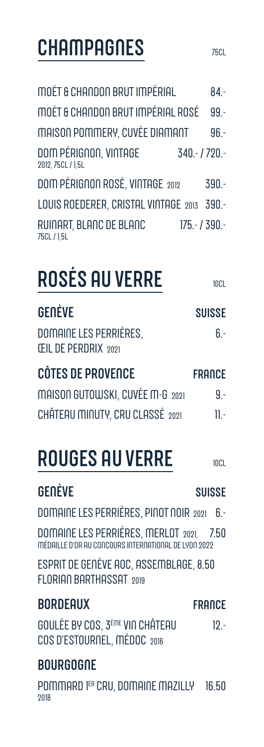# CHAMPAGNES

75CL

| | |
|---|---|
| MOËT & CHANDON BRUT IMPÉRIAL | 84.- |
| MOËT & CHANDON BRUT IMPÉRIAL ROSÉ | 99.- |
| MAISON POMMERY, CUVÉE DIAMANT | 96.- |
| DOM PÉRIGNON, VINTAGE<br>2012, 75CL / 1,5L | 340.- / 720.- |
| DOM PÉRIGNON ROSÉ, VINTAGE 2012 | 390.- |
| LOUIS ROEDERER, CRISTAL VINTAGE 2013 | 390.- |
| RUINART, BLANC DE BLANC<br>75CL / 1,5L | 175.- / 390.- |

# ROSÉS AU VERRE

10CL

## GENÈVE — SUISSE

| | |
|---|---|
| DOMAINE LES PERRIÈRES, ŒIL DE PERDRIX 2021 | 6.- |

## CÔTES DE PROVENCE — FRANCE

| | |
|---|---|
| MAISON GUTOWSKI, CUVÉE M-G 2021 | 9.- |
| CHÂTEAU MINUTY, CRU CLASSÉ 2021 | 11.- |

# ROUGES AU VERRE

10CL

## GENÈVE — SUISSE

| | |
|---|---|
| DOMAINE LES PERRIÈRES, PINOT NOIR 2021 | 6.- |
| DOMAINE LES PERRIÈRES, MERLOT 2021,<br>MÉDAILLE D'OR AU CONCOURS INTERNATIONAL DE LYON 2022 | 7.50 |
| ESPRIT DE GENÈVE AOC, ASSEMBLAGE, FLORIAN BARTHASSAT 2019 | 8.50 |

## BORDEAUX — FRANCE

| | |
|---|---|
| GOULÉE BY COS, 3ÈME VIN CHÂTEAU COS D'ESTOURNEL, MÉDOC 2016 | 12.- |

## BOURGOGNE

| | |
|---|---|
| POMMARD 1ER CRU, DOMAINE MAZILLY<br>2018 | 16.50 |